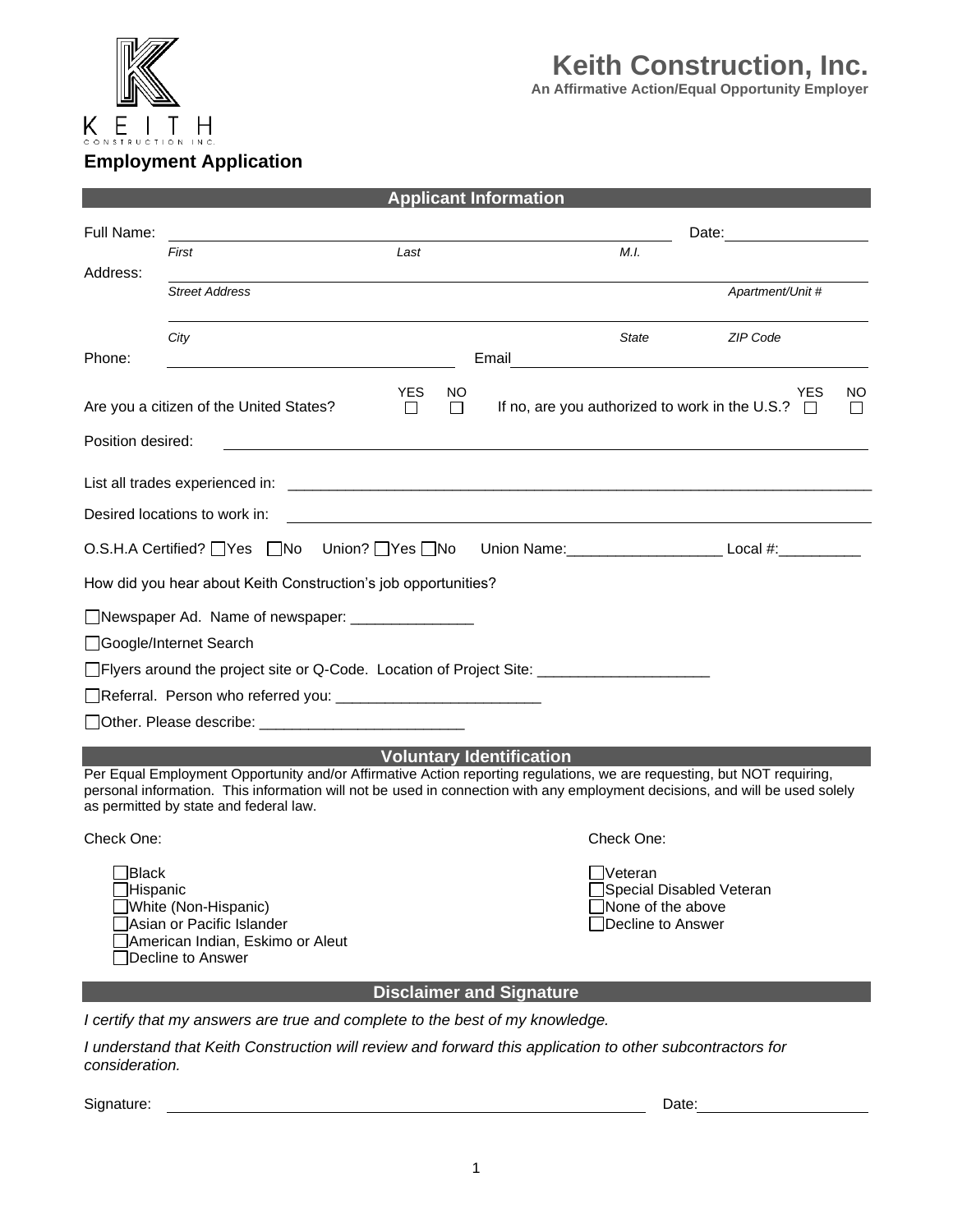KEITH
CONSTRUCTION INC.

# Keith Construction, Inc.

**An Affirmative Action/Equal Opportunity Employer**

## Employment Application

### Applicant Information

Full Name: ______________________________ Date: ____________

*First* *Last* *M.I.*

Address: ______________________________

*Street Address* *Apartment/Unit #*

______________________________

*City* *State* *ZIP Code*

Phone: ____________________ Email ____________________

Are you a citizen of the United States? YES ☐ NO ☐ If no, are you authorized to work in the U.S.? YES ☐ NO ☐

Position desired: ______________________________

List all trades experienced in: ______________________________

Desired locations to work in: ______________________________

O.S.H.A Certified? ☐Yes ☐No Union? ☐Yes ☐No Union Name:___________________ Local #:__________

How did you hear about Keith Construction's job opportunities?

☐Newspaper Ad. Name of newspaper: _______________

☐Google/Internet Search

☐Flyers around the project site or Q-Code. Location of Project Site: _____________________

☐Referral. Person who referred you: _________________________

☐Other. Please describe: _________________________

### Voluntary Identification

Per Equal Employment Opportunity and/or Affirmative Action reporting regulations, we are requesting, but NOT requiring, personal information. This information will not be used in connection with any employment decisions, and will be used solely as permitted by state and federal law.

Check One:

☐Black
☐Hispanic
☐White (Non-Hispanic)
☐Asian or Pacific Islander
☐American Indian, Eskimo or Aleut
☐Decline to Answer

Check One:

☐Veteran
☐Special Disabled Veteran
☐None of the above
☐Decline to Answer

### Disclaimer and Signature

*I certify that my answers are true and complete to the best of my knowledge.*

*I understand that Keith Construction will review and forward this application to other subcontractors for consideration.*

Signature: ______________________________ Date: ____________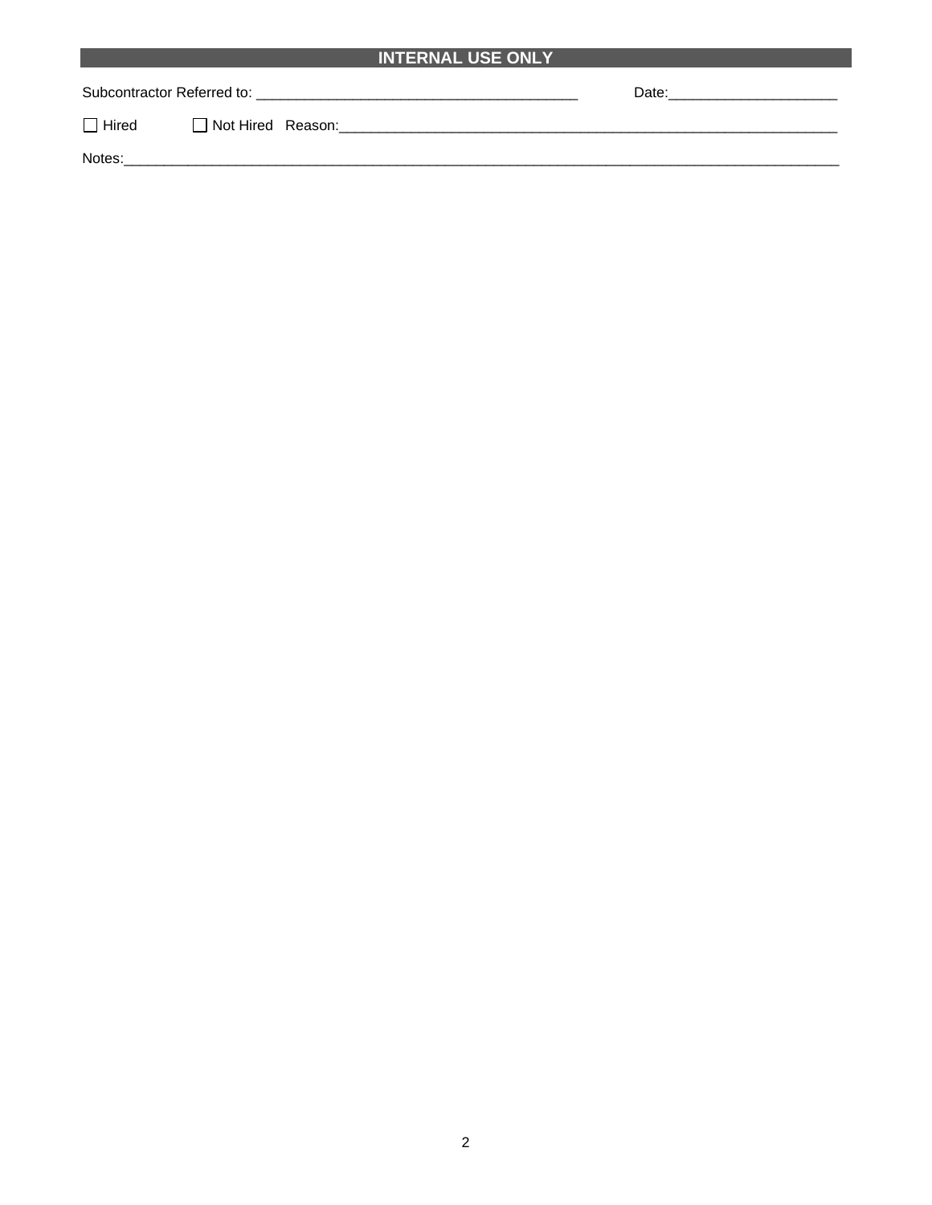## INTERNAL USE ONLY

Subcontractor Referred to: _________________________________________ Date:______________________

☐ Hired ☐ Not Hired Reason:_________________________________________________________________

Notes:_____________________________________________________________________________________________